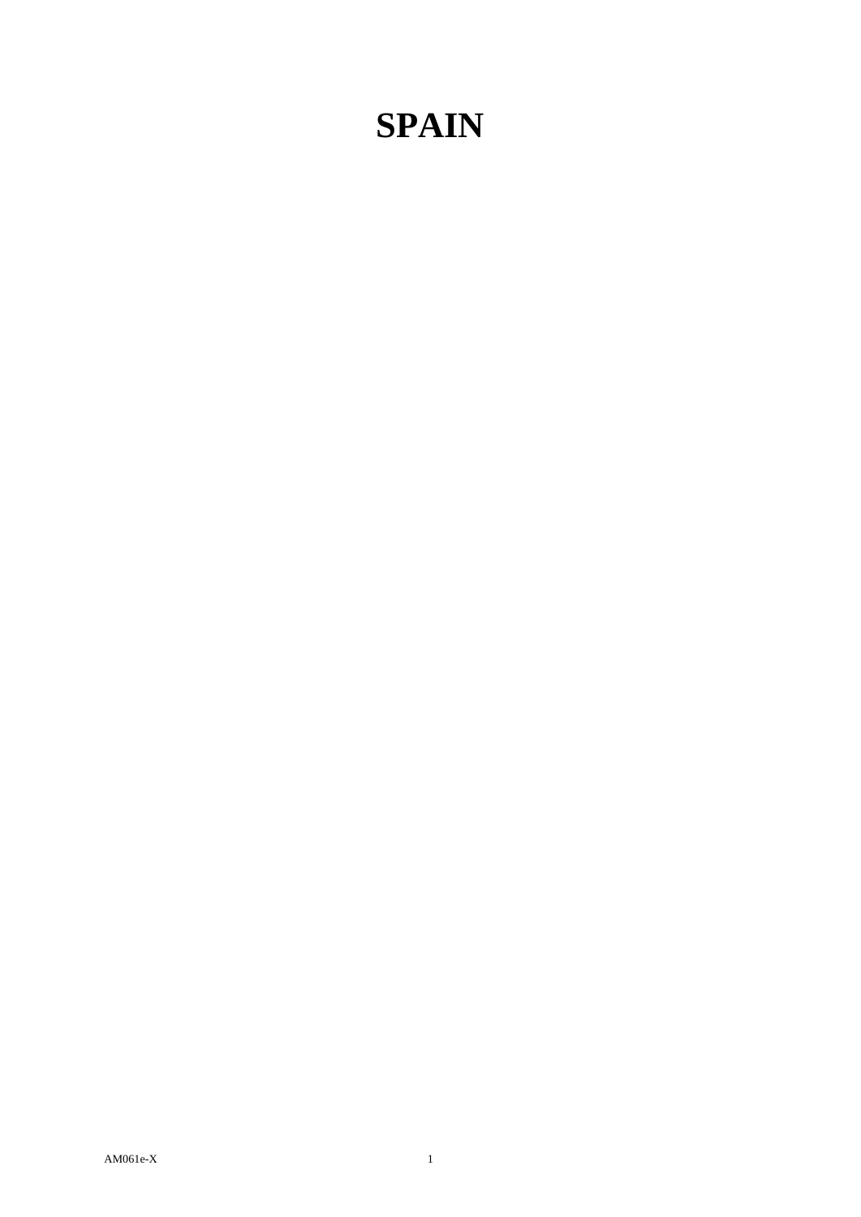# SPAIN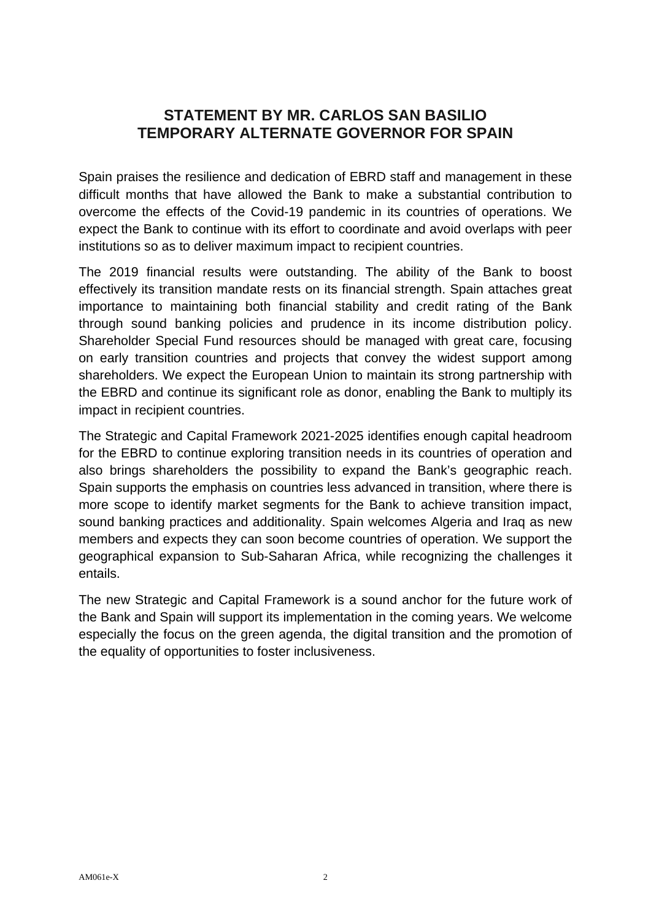## STATEMENT BY MR. CARLOS SAN BASILIO
## TEMPORARY ALTERNATE GOVERNOR FOR SPAIN

Spain praises the resilience and dedication of EBRD staff and management in these difficult months that have allowed the Bank to make a substantial contribution to overcome the effects of the Covid-19 pandemic in its countries of operations. We expect the Bank to continue with its effort to coordinate and avoid overlaps with peer institutions so as to deliver maximum impact to recipient countries.

The 2019 financial results were outstanding. The ability of the Bank to boost effectively its transition mandate rests on its financial strength. Spain attaches great importance to maintaining both financial stability and credit rating of the Bank through sound banking policies and prudence in its income distribution policy. Shareholder Special Fund resources should be managed with great care, focusing on early transition countries and projects that convey the widest support among shareholders. We expect the European Union to maintain its strong partnership with the EBRD and continue its significant role as donor, enabling the Bank to multiply its impact in recipient countries.

The Strategic and Capital Framework 2021-2025 identifies enough capital headroom for the EBRD to continue exploring transition needs in its countries of operation and also brings shareholders the possibility to expand the Bank's geographic reach. Spain supports the emphasis on countries less advanced in transition, where there is more scope to identify market segments for the Bank to achieve transition impact, sound banking practices and additionality. Spain welcomes Algeria and Iraq as new members and expects they can soon become countries of operation. We support the geographical expansion to Sub-Saharan Africa, while recognizing the challenges it entails.

The new Strategic and Capital Framework is a sound anchor for the future work of the Bank and Spain will support its implementation in the coming years. We welcome especially the focus on the green agenda, the digital transition and the promotion of the equality of opportunities to foster inclusiveness.